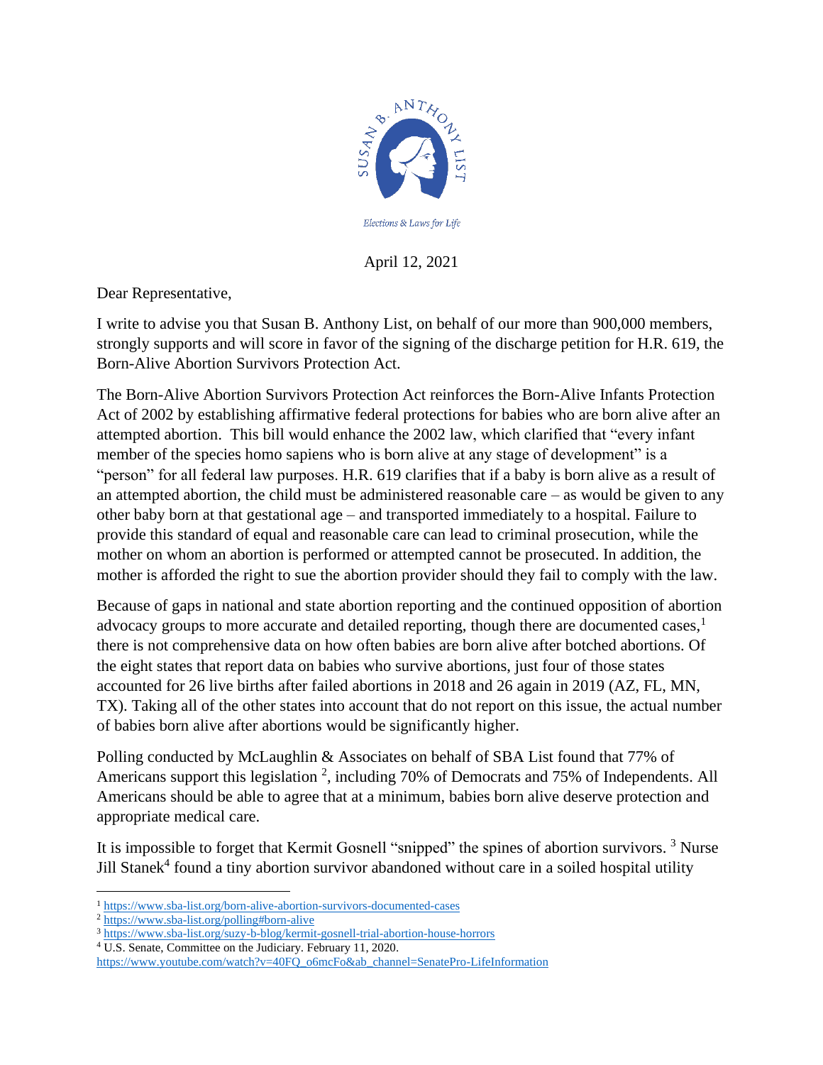SUSAN B. ANTHONY LIST

*Elections & Laws for Life*

April 12, 2021

Dear Representative,

I write to advise you that Susan B. Anthony List, on behalf of our more than 900,000 members, strongly supports and will score in favor of the signing of the discharge petition for H.R. 619, the Born-Alive Abortion Survivors Protection Act.

The Born-Alive Abortion Survivors Protection Act reinforces the Born-Alive Infants Protection Act of 2002 by establishing affirmative federal protections for babies who are born alive after an attempted abortion. This bill would enhance the 2002 law, which clarified that "every infant member of the species homo sapiens who is born alive at any stage of development" is a "person" for all federal law purposes. H.R. 619 clarifies that if a baby is born alive as a result of an attempted abortion, the child must be administered reasonable care – as would be given to any other baby born at that gestational age – and transported immediately to a hospital. Failure to provide this standard of equal and reasonable care can lead to criminal prosecution, while the mother on whom an abortion is performed or attempted cannot be prosecuted. In addition, the mother is afforded the right to sue the abortion provider should they fail to comply with the law.

Because of gaps in national and state abortion reporting and the continued opposition of abortion advocacy groups to more accurate and detailed reporting, though there are documented cases,[1] there is not comprehensive data on how often babies are born alive after botched abortions. Of the eight states that report data on babies who survive abortions, just four of those states accounted for 26 live births after failed abortions in 2018 and 26 again in 2019 (AZ, FL, MN, TX). Taking all of the other states into account that do not report on this issue, the actual number of babies born alive after abortions would be significantly higher.

Polling conducted by McLaughlin & Associates on behalf of SBA List found that 77% of Americans support this legislation [2], including 70% of Democrats and 75% of Independents. All Americans should be able to agree that at a minimum, babies born alive deserve protection and appropriate medical care.

It is impossible to forget that Kermit Gosnell "snipped" the spines of abortion survivors. [3] Nurse Jill Stanek[4] found a tiny abortion survivor abandoned without care in a soiled hospital utility

---

[1] https://www.sba-list.org/born-alive-abortion-survivors-documented-cases

[2] https://www.sba-list.org/polling#born-alive

[3] https://www.sba-list.org/suzy-b-blog/kermit-gosnell-trial-abortion-house-horrors

[4] U.S. Senate, Committee on the Judiciary. February 11, 2020. https://www.youtube.com/watch?v=40FQ_o6mcFo&ab_channel=SenatePro-LifeInformation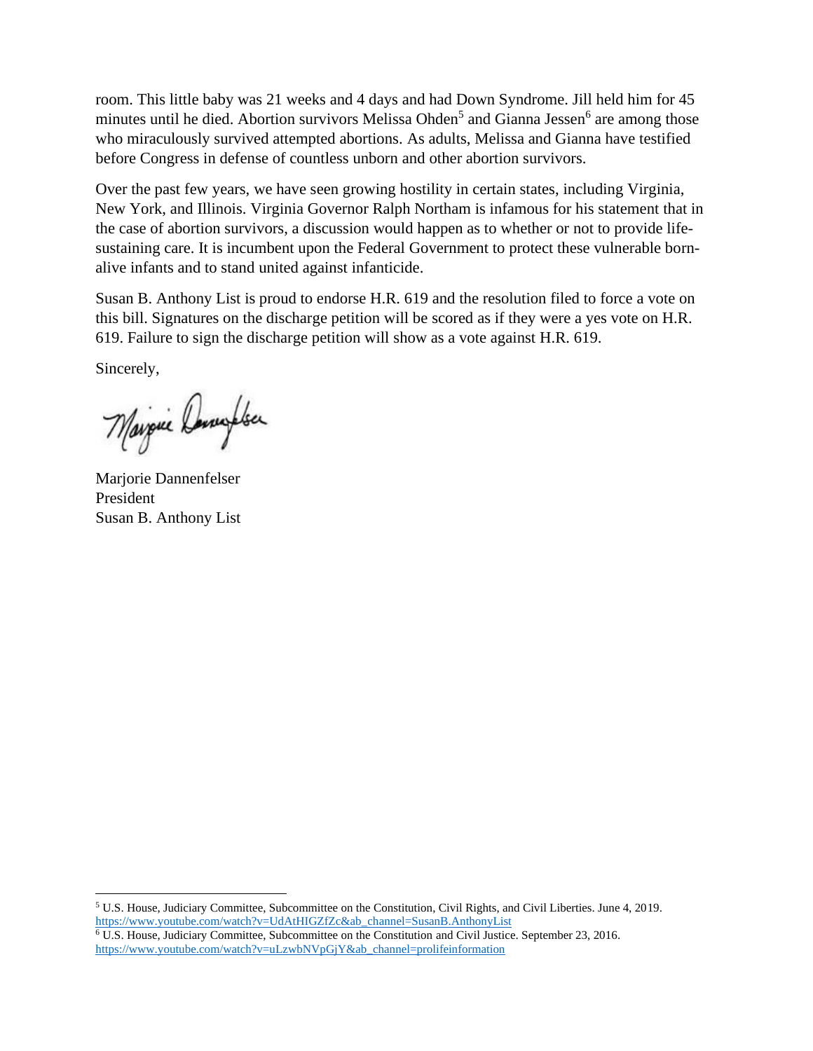room. This little baby was 21 weeks and 4 days and had Down Syndrome. Jill held him for 45 minutes until he died. Abortion survivors Melissa Ohden[5] and Gianna Jessen[6] are among those who miraculously survived attempted abortions. As adults, Melissa and Gianna have testified before Congress in defense of countless unborn and other abortion survivors.

Over the past few years, we have seen growing hostility in certain states, including Virginia, New York, and Illinois. Virginia Governor Ralph Northam is infamous for his statement that in the case of abortion survivors, a discussion would happen as to whether or not to provide life-sustaining care. It is incumbent upon the Federal Government to protect these vulnerable born-alive infants and to stand united against infanticide.

Susan B. Anthony List is proud to endorse H.R. 619 and the resolution filed to force a vote on this bill. Signatures on the discharge petition will be scored as if they were a yes vote on H.R. 619. Failure to sign the discharge petition will show as a vote against H.R. 619.

Sincerely,

Marjorie Dannenfelser
President
Susan B. Anthony List

---

[5] U.S. House, Judiciary Committee, Subcommittee on the Constitution, Civil Rights, and Civil Liberties. June 4, 2019. https://www.youtube.com/watch?v=UdAtHIGZfZc&ab_channel=SusanB.AnthonyList

[6] U.S. House, Judiciary Committee, Subcommittee on the Constitution and Civil Justice. September 23, 2016. https://www.youtube.com/watch?v=uLzwbNVpGjY&ab_channel=prolifeinformation